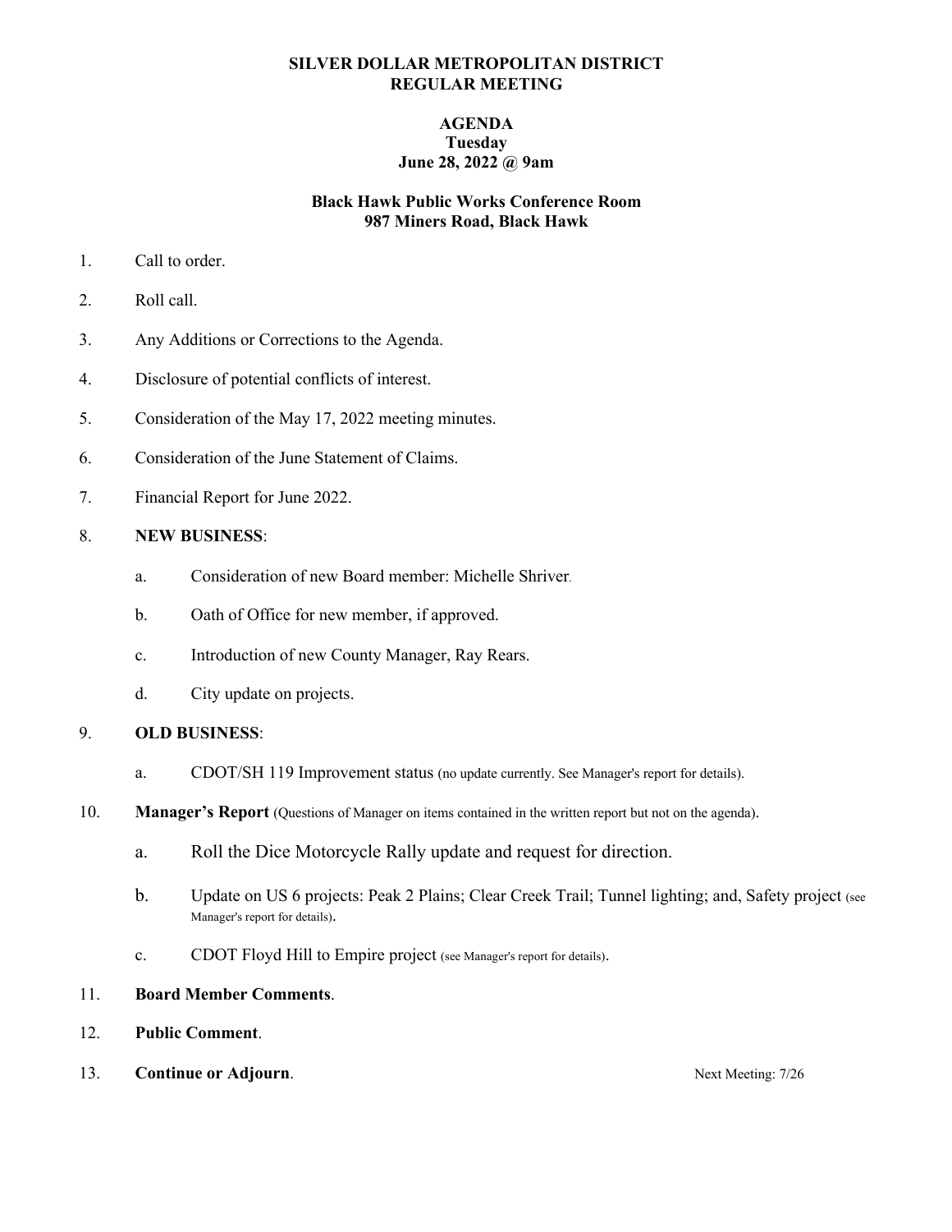**SILVER DOLLAR METROPOLITAN DISTRICT**
**REGULAR MEETING**

**AGENDA**
**Tuesday**
**June 28, 2022 @ 9am**

**Black Hawk Public Works Conference Room**
**987 Miners Road, Black Hawk**

1. Call to order.
2. Roll call.
3. Any Additions or Corrections to the Agenda.
4. Disclosure of potential conflicts of interest.
5. Consideration of the May 17, 2022 meeting minutes.
6. Consideration of the June Statement of Claims.
7. Financial Report for June 2022.
8. **NEW BUSINESS**:
   a. Consideration of new Board member: Michelle Shriver.
   b. Oath of Office for new member, if approved.
   c. Introduction of new County Manager, Ray Rears.
   d. City update on projects.
9. **OLD BUSINESS**:
   a. CDOT/SH 119 Improvement status (no update currently. See Manager's report for details).
10. **Manager's Report** (Questions of Manager on items contained in the written report but not on the agenda).
    a. Roll the Dice Motorcycle Rally update and request for direction.
    b. Update on US 6 projects: Peak 2 Plains; Clear Creek Trail; Tunnel lighting; and, Safety project (see Manager's report for details).
    c. CDOT Floyd Hill to Empire project (see Manager's report for details).
11. **Board Member Comments**.
12. **Public Comment**.
13. **Continue or Adjourn**. Next Meeting: 7/26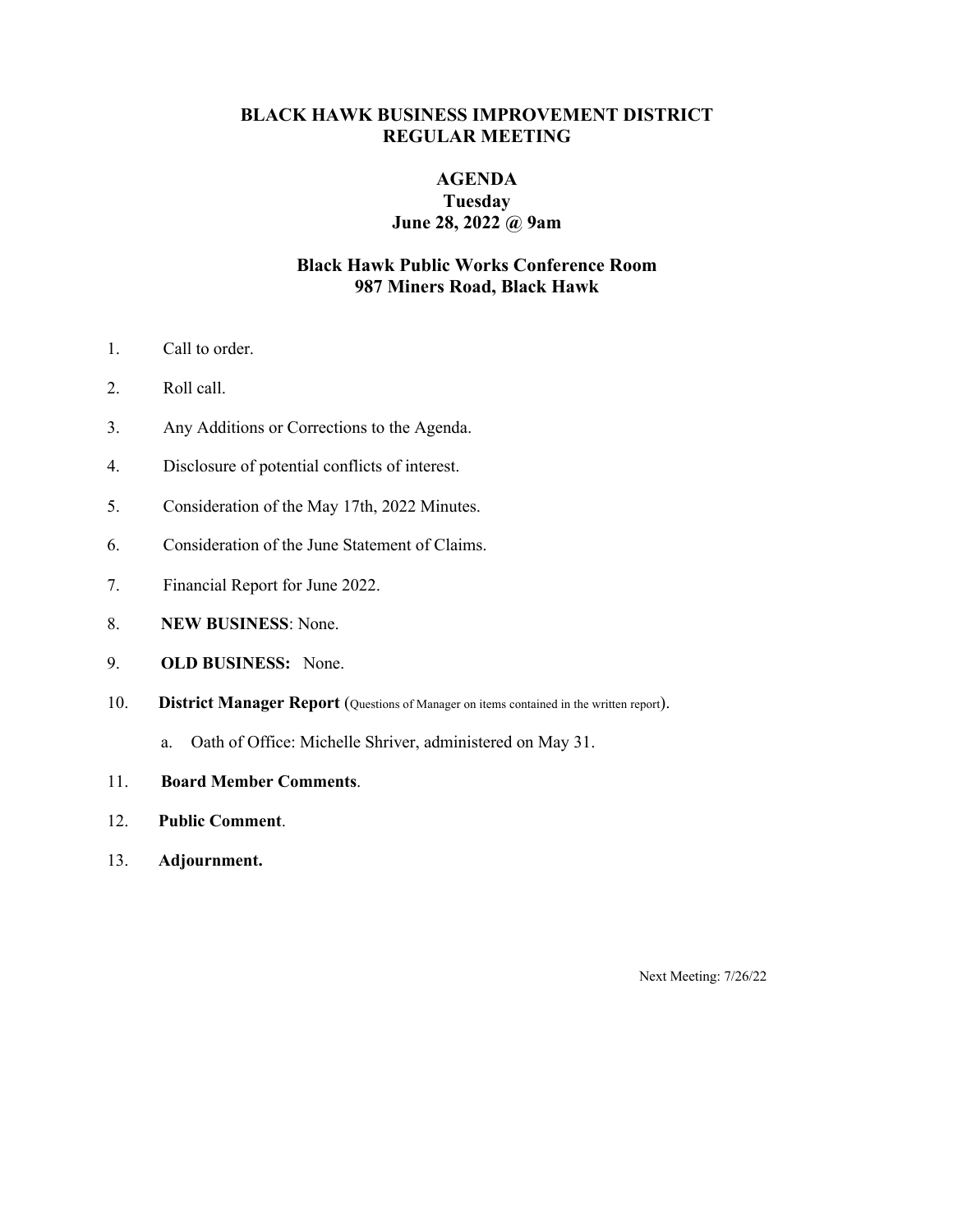# BLACK HAWK BUSINESS IMPROVEMENT DISTRICT
# REGULAR MEETING

## AGENDA
## Tuesday
## June 28, 2022 @ 9am

## Black Hawk Public Works Conference Room
## 987 Miners Road, Black Hawk

1. Call to order.
2. Roll call.
3. Any Additions or Corrections to the Agenda.
4. Disclosure of potential conflicts of interest.
5. Consideration of the May 17th, 2022 Minutes.
6. Consideration of the June Statement of Claims.
7. Financial Report for June 2022.
8. **NEW BUSINESS**: None.
9. **OLD BUSINESS:** None.
10. **District Manager Report** (Questions of Manager on items contained in the written report).
    a. Oath of Office: Michelle Shriver, administered on May 31.
11. **Board Member Comments**.
12. **Public Comment**.
13. **Adjournment.**

Next Meeting: 7/26/22